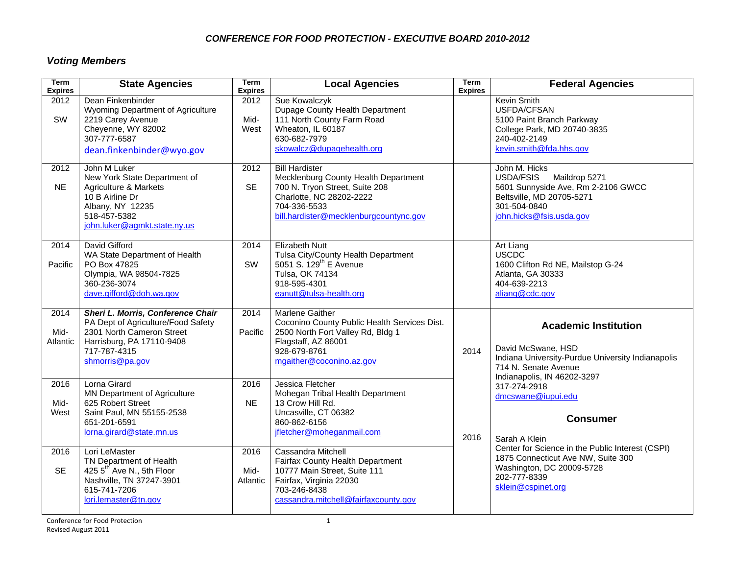*CONFERENCE FOR FOOD PROTECTION - EXECUTIVE BOARD 2010-2012*

## *Voting Members*

| Term Expires | State Agencies | Term Expires | Local Agencies | Term Expires | Federal Agencies |
|---|---|---|---|---|---|
| 2012<br>SW | Dean Finkenbinder<br>Wyoming Department of Agriculture<br>2219 Carey Avenue<br>Cheyenne, WY 82002<br>307-777-6587<br>dean.finkenbinder@wyo.gov | 2012<br>Mid-West | Sue Kowalczyk<br>Dupage County Health Department<br>111 North County Farm Road<br>Wheaton, IL 60187<br>630-682-7979<br>skowalcz@dupagehealth.org | | Kevin Smith<br>USFDA/CFSAN<br>5100 Paint Branch Parkway<br>College Park, MD 20740-3835<br>240-402-2149<br>kevin.smith@fda.hhs.gov |
| 2012<br>NE | John M Luker<br>New York State Department of Agriculture & Markets<br>10 B Airline Dr<br>Albany, NY 12235<br>518-457-5382<br>john.luker@agmkt.state.ny.us | 2012<br>SE | Bill Hardister<br>Mecklenburg County Health Department<br>700 N. Tryon Street, Suite 208<br>Charlotte, NC 28202-2222<br>704-336-5533<br>bill.hardister@mecklenburgcountync.gov | | John M. Hicks<br>USDA/FSIS Maildrop 5271<br>5601 Sunnyside Ave, Rm 2-2106 GWCC<br>Beltsville, MD 20705-5271<br>301-504-0840<br>john.hicks@fsis.usda.gov |
| 2014<br>Pacific | David Gifford<br>WA State Department of Health<br>PO Box 47825<br>Olympia, WA 98504-7825<br>360-236-3074<br>dave.gifford@doh.wa.gov | 2014<br>SW | Elizabeth Nutt<br>Tulsa City/County Health Department<br>5051 S. 129th E Avenue<br>Tulsa, OK 74134<br>918-595-4301<br>eanutt@tulsa-health.org | | Art Liang<br>USCDC<br>1600 Clifton Rd NE, Mailstop G-24<br>Atlanta, GA 30333<br>404-639-2213<br>aliang@cdc.gov |
| 2014<br>Mid-Atlantic | ***Sheri L. Morris, Conference Chair***<br>PA Dept of Agriculture/Food Safety<br>2301 North Cameron Street<br>Harrisburg, PA 17110-9408<br>717-787-4315<br>shmorris@pa.gov | 2014<br>Pacific | Marlene Gaither<br>Coconino County Public Health Services Dist.<br>2500 North Fort Valley Rd, Bldg 1<br>Flagstaff, AZ 86001<br>928-679-8761<br>mgaither@coconino.az.gov | 2014 | **Academic Institution**<br>David McSwane, HSD<br>Indiana University-Purdue University Indianapolis<br>714 N. Senate Avenue<br>Indianapolis, IN 46202-3297<br>317-274-2918<br>dmcswane@iupui.edu |
| 2016<br>Mid-West | Lorna Girard<br>MN Department of Agriculture<br>625 Robert Street<br>Saint Paul, MN 55155-2538<br>651-201-6591<br>lorna.girard@state.mn.us | 2016<br>NE | Jessica Fletcher<br>Mohegan Tribal Health Department<br>13 Crow Hill Rd.<br>Uncasville, CT 06382<br>860-862-6156<br>jfletcher@moheganmail.com | 2016 | **Consumer**<br>Sarah A Klein<br>Center for Science in the Public Interest (CSPI)<br>1875 Connecticut Ave NW, Suite 300<br>Washington, DC 20009-5728<br>202-777-8339<br>sklein@cspinet.org |
| 2016<br>SE | Lori LeMaster<br>TN Department of Health<br>425 5th Ave N., 5th Floor<br>Nashville, TN 37247-3901<br>615-741-7206<br>lori.lemaster@tn.gov | 2016<br>Mid-Atlantic | Cassandra Mitchell<br>Fairfax County Health Department<br>10777 Main Street, Suite 111<br>Fairfax, Virginia 22030<br>703-246-8438<br>cassandra.mitchell@fairfaxcounty.gov | | |

Conference for Food Protection
Revised August 2011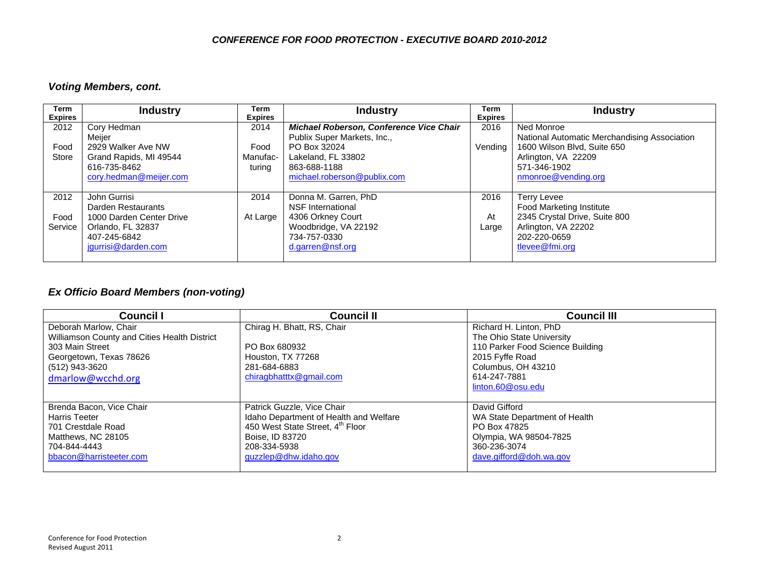## CONFERENCE FOR FOOD PROTECTION - EXECUTIVE BOARD 2010-2012

### *Voting Members, cont.*

| Term Expires | Industry | Term Expires | Industry | Term Expires | Industry |
|---|---|---|---|---|---|
| 2012<br><br>Food Store | Cory Hedman<br>Meijer<br>2929 Walker Ave NW<br>Grand Rapids, MI 49544<br>616-735-8462<br>cory.hedman@meijer.com | 2014<br><br>Food Manufac-turing | ***Michael Roberson, Conference Vice Chair***<br>Publix Super Markets, Inc.,<br>PO Box 32024<br>Lakeland, FL 33802<br>863-688-1188<br>michael.roberson@publix.com | 2016<br><br>Vending | Ned Monroe<br>National Automatic Merchandising Association<br>1600 Wilson Blvd, Suite 650<br>Arlington, VA 22209<br>571-346-1902<br>nmonroe@vending.org |
| 2012<br><br>Food Service | John Gurrisi<br>Darden Restaurants<br>1000 Darden Center Drive<br>Orlando, FL 32837<br>407-245-6842<br>jgurrisi@darden.com | 2014<br><br>At Large | Donna M. Garren, PhD<br>NSF International<br>4306 Orkney Court<br>Woodbridge, VA 22192<br>734-757-0330<br>d.garren@nsf.org | 2016<br><br>At Large | Terry Levee<br>Food Marketing Institute<br>2345 Crystal Drive, Suite 800<br>Arlington, VA 22202<br>202-220-0659<br>tlevee@fmi.org |

### *Ex Officio Board Members (non-voting)*

| Council I | Council II | Council III |
|---|---|---|
| Deborah Marlow, Chair<br>Williamson County and Cities Health District<br>303 Main Street<br>Georgetown, Texas 78626<br>(512) 943-3620<br>dmarlow@wcchd.org | Chirag H. Bhatt, RS, Chair<br><br>PO Box 680932<br>Houston, TX 77268<br>281-684-6883<br>chiragbhatttx@gmail.com | Richard H. Linton, PhD<br>The Ohio State University<br>110 Parker Food Science Building<br>2015 Fyffe Road<br>Columbus, OH 43210<br>614-247-7881<br>linton.60@osu.edu |
| Brenda Bacon, Vice Chair<br>Harris Teeter<br>701 Crestdale Road<br>Matthews, NC 28105<br>704-844-4443<br>bbacon@harristeeter.com | Patrick Guzzle, Vice Chair<br>Idaho Department of Health and Welfare<br>450 West State Street, 4th Floor<br>Boise, ID 83720<br>208-334-5938<br>guzzlep@dhw.idaho.gov | David Gifford<br>WA State Department of Health<br>PO Box 47825<br>Olympia, WA 98504-7825<br>360-236-3074<br>dave.gifford@doh.wa.gov |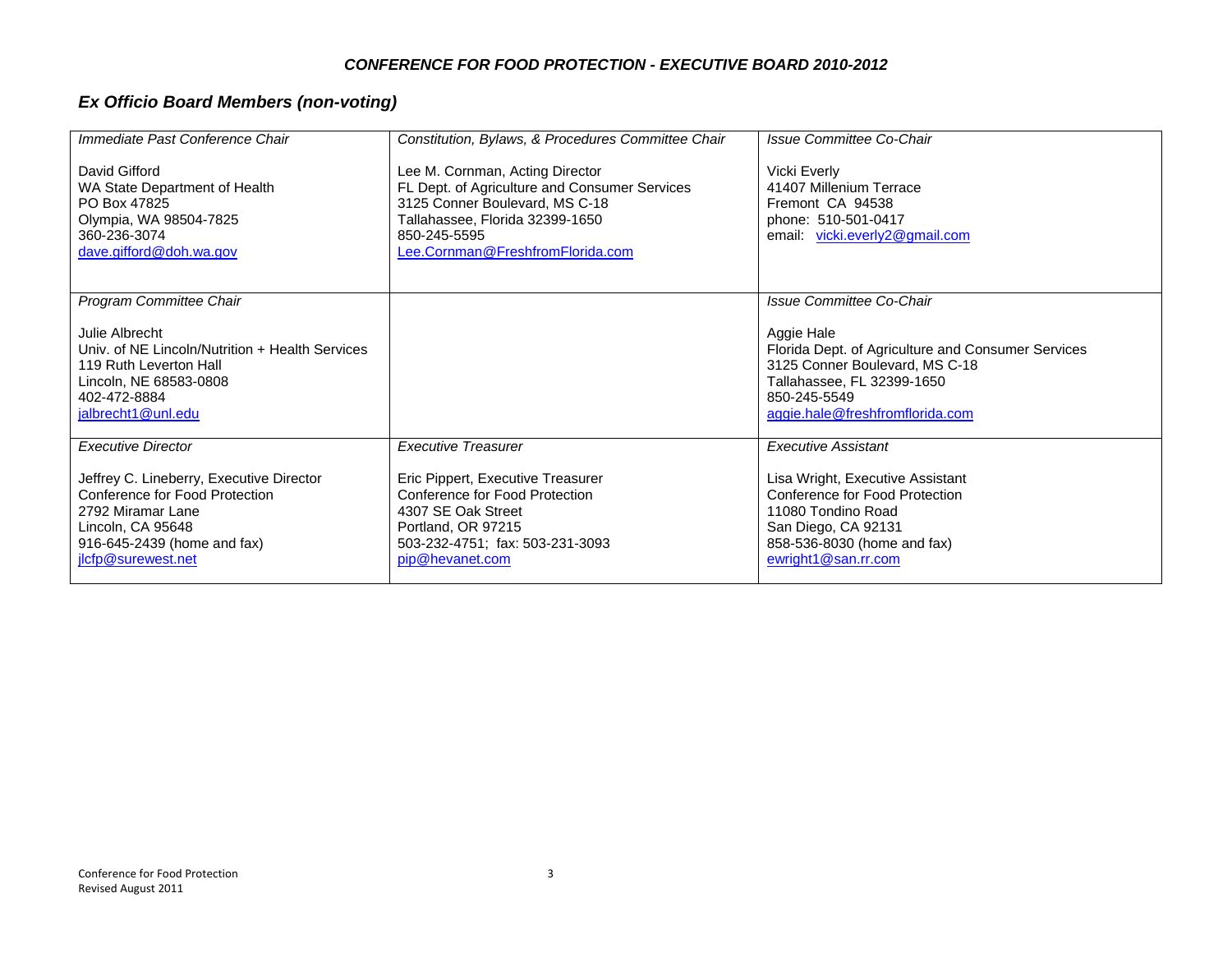### *CONFERENCE FOR FOOD PROTECTION - EXECUTIVE BOARD 2010-2012*

## *Ex Officio Board Members (non-voting)*

| | | |
|---|---|---|
| *Immediate Past Conference Chair*<br><br>David Gifford<br>WA State Department of Health<br>PO Box 47825<br>Olympia, WA 98504-7825<br>360-236-3074<br>dave.gifford@doh.wa.gov | *Constitution, Bylaws, & Procedures Committee Chair*<br><br>Lee M. Cornman, Acting Director<br>FL Dept. of Agriculture and Consumer Services<br>3125 Conner Boulevard, MS C-18<br>Tallahassee, Florida 32399-1650<br>850-245-5595<br>Lee.Cornman@FreshfromFlorida.com | *Issue Committee Co-Chair*<br><br>Vicki Everly<br>41407 Millenium Terrace<br>Fremont CA 94538<br>phone: 510-501-0417<br>email: vicki.everly2@gmail.com |
| *Program Committee Chair*<br><br>Julie Albrecht<br>Univ. of NE Lincoln/Nutrition + Health Services<br>119 Ruth Leverton Hall<br>Lincoln, NE 68583-0808<br>402-472-8884<br>jalbrecht1@unl.edu | | *Issue Committee Co-Chair*<br><br>Aggie Hale<br>Florida Dept. of Agriculture and Consumer Services<br>3125 Conner Boulevard, MS C-18<br>Tallahassee, FL 32399-1650<br>850-245-5549<br>aggie.hale@freshfromflorida.com |
| *Executive Director*<br><br>Jeffrey C. Lineberry, Executive Director<br>Conference for Food Protection<br>2792 Miramar Lane<br>Lincoln, CA 95648<br>916-645-2439 (home and fax)<br>jlcfp@surewest.net | *Executive Treasurer*<br><br>Eric Pippert, Executive Treasurer<br>Conference for Food Protection<br>4307 SE Oak Street<br>Portland, OR 97215<br>503-232-4751; fax: 503-231-3093<br>pip@hevanet.com | *Executive Assistant*<br><br>Lisa Wright, Executive Assistant<br>Conference for Food Protection<br>11080 Tondino Road<br>San Diego, CA 92131<br>858-536-8030 (home and fax)<br>ewright1@san.rr.com |